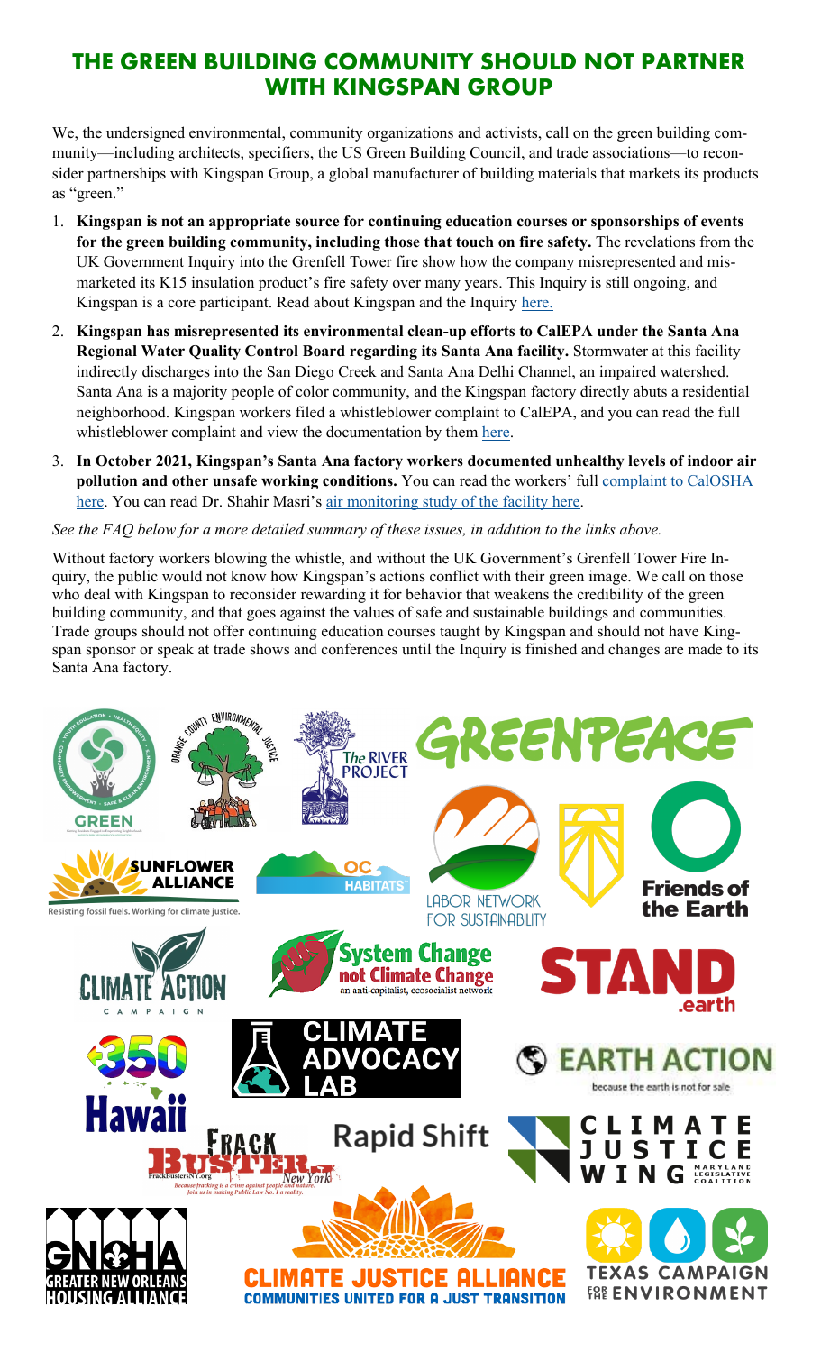# THE GREEN BUILDING COMMUNITY SHOULD NOT PARTNER WITH KINGSPAN GROUP

We, the undersigned environmental, community organizations and activists, call on the green building community—including architects, specifiers, the US Green Building Council, and trade associations—to reconsider partnerships with Kingspan Group, a global manufacturer of building materials that markets its products as "green."

1. **Kingspan is not an appropriate source for continuing education courses or sponsorships of events for the green building community, including those that touch on fire safety.** The revelations from the UK Government Inquiry into the Grenfell Tower fire show how the company misrepresented and mismarketed its K15 insulation product's fire safety over many years. This Inquiry is still ongoing, and Kingspan is a core participant. Read about Kingspan and the Inquiry here.
2. **Kingspan has misrepresented its environmental clean-up efforts to CalEPA under the Santa Ana Regional Water Quality Control Board regarding its Santa Ana facility.** Stormwater at this facility indirectly discharges into the San Diego Creek and Santa Ana Delhi Channel, an impaired watershed. Santa Ana is a majority people of color community, and the Kingspan factory directly abuts a residential neighborhood. Kingspan workers filed a whistleblower complaint to CalEPA, and you can read the full whistleblower complaint and view the documentation by them here.
3. **In October 2021, Kingspan's Santa Ana factory workers documented unhealthy levels of indoor air pollution and other unsafe working conditions.** You can read the workers' full complaint to CalOSHA here. You can read Dr. Shahir Masri's air monitoring study of the facility here.

*See the FAQ below for a more detailed summary of these issues, in addition to the links above.*

Without factory workers blowing the whistle, and without the UK Government's Grenfell Tower Fire Inquiry, the public would not know how Kingspan's actions conflict with their green image. We call on those who deal with Kingspan to reconsider rewarding it for behavior that weakens the credibility of the green building community, and that goes against the values of safe and sustainable buildings and communities. Trade groups should not offer continuing education courses taught by Kingspan and should not have Kingspan sponsor or speak at trade shows and conferences until the Inquiry is finished and changes are made to its Santa Ana factory.

GREEN · Orange County Environmental Justice · The River Project · Greenpeace · Sunflower Alliance (Resisting fossil fuels. Working for climate justice.) · OC Habitats · Labor Network for Sustainability · Sunrise · Friends of the Earth · Climate Action Campaign · System Change not Climate Change (an anti-capitalist, ecosocialist network) · Stand.earth · 350 Hawaii · Climate Advocacy Lab · Earth Action (because the earth is not for sale) · Frack Busters New York · Rapid Shift · Climate Justice Wing (Maryland Legislative Coalition) · Greater New Orleans Housing Alliance · Climate Justice Alliance (Communities United for a Just Transition) · Texas Campaign for the Environment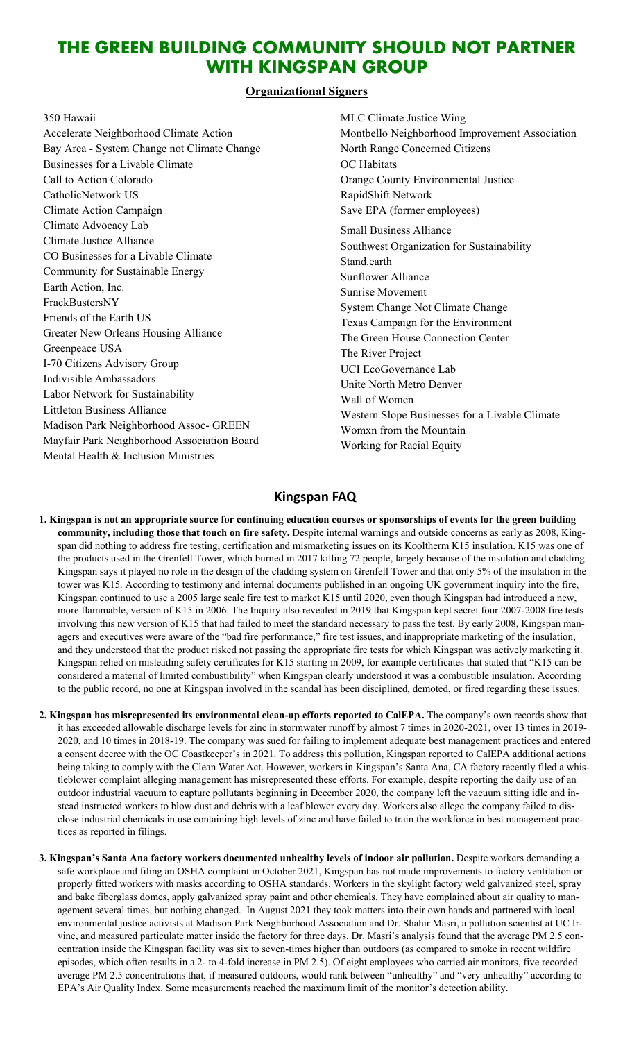# THE GREEN BUILDING COMMUNITY SHOULD NOT PARTNER WITH KINGSPAN GROUP

**Organizational Signers**

350 Hawaii
Accelerate Neighborhood Climate Action
Bay Area - System Change not Climate Change
Businesses for a Livable Climate
Call to Action Colorado
CatholicNetwork US
Climate Action Campaign
Climate Advocacy Lab
Climate Justice Alliance
CO Businesses for a Livable Climate
Community for Sustainable Energy
Earth Action, Inc.
FrackBustersNY
Friends of the Earth US
Greater New Orleans Housing Alliance
Greenpeace USA
I-70 Citizens Advisory Group
Indivisible Ambassadors
Labor Network for Sustainability
Littleton Business Alliance
Madison Park Neighborhood Assoc- GREEN
Mayfair Park Neighborhood Association Board
Mental Health & Inclusion Ministries
MLC Climate Justice Wing
Montbello Neighborhood Improvement Association
North Range Concerned Citizens
OC Habitats
Orange County Environmental Justice
RapidShift Network
Save EPA (former employees)
Small Business Alliance
Southwest Organization for Sustainability
Stand.earth
Sunflower Alliance
Sunrise Movement
System Change Not Climate Change
Texas Campaign for the Environment
The Green House Connection Center
The River Project
UCI EcoGovernance Lab
Unite North Metro Denver
Wall of Women
Western Slope Businesses for a Livable Climate
Womxn from the Mountain
Working for Racial Equity

## Kingspan FAQ

1. **Kingspan is not an appropriate source for continuing education courses or sponsorships of events for the green building community, including those that touch on fire safety.** Despite internal warnings and outside concerns as early as 2008, Kingspan did nothing to address fire testing, certification and mismarketing issues on its Kooltherm K15 insulation. K15 was one of the products used in the Grenfell Tower, which burned in 2017 killing 72 people, largely because of the insulation and cladding. Kingspan says it played no role in the design of the cladding system on Grenfell Tower and that only 5% of the insulation in the tower was K15. According to testimony and internal documents published in an ongoing UK government inquiry into the fire, Kingspan continued to use a 2005 large scale fire test to market K15 until 2020, even though Kingspan had introduced a new, more flammable, version of K15 in 2006. The Inquiry also revealed in 2019 that Kingspan kept secret four 2007-2008 fire tests involving this new version of K15 that had failed to meet the standard necessary to pass the test. By early 2008, Kingspan managers and executives were aware of the "bad fire performance," fire test issues, and inappropriate marketing of the insulation, and they understood that the product risked not passing the appropriate fire tests for which Kingspan was actively marketing it. Kingspan relied on misleading safety certificates for K15 starting in 2009, for example certificates that stated that "K15 can be considered a material of limited combustibility" when Kingspan clearly understood it was a combustible insulation. According to the public record, no one at Kingspan involved in the scandal has been disciplined, demoted, or fired regarding these issues.

2. **Kingspan has misrepresented its environmental clean-up efforts reported to CalEPA.** The company's own records show that it has exceeded allowable discharge levels for zinc in stormwater runoff by almost 7 times in 2020-2021, over 13 times in 2019-2020, and 10 times in 2018-19. The company was sued for failing to implement adequate best management practices and entered a consent decree with the OC Coastkeeper's in 2021. To address this pollution, Kingspan reported to CalEPA additional actions being taking to comply with the Clean Water Act. However, workers in Kingspan's Santa Ana, CA factory recently filed a whistleblower complaint alleging management has misrepresented these efforts. For example, despite reporting the daily use of an outdoor industrial vacuum to capture pollutants beginning in December 2020, the company left the vacuum sitting idle and instead instructed workers to blow dust and debris with a leaf blower every day. Workers also allege the company failed to disclose industrial chemicals in use containing high levels of zinc and have failed to train the workforce in best management practices as reported in filings.

3. **Kingspan's Santa Ana factory workers documented unhealthy levels of indoor air pollution.** Despite workers demanding a safe workplace and filing an OSHA complaint in October 2021, Kingspan has not made improvements to factory ventilation or properly fitted workers with masks according to OSHA standards. Workers in the skylight factory weld galvanized steel, spray and bake fiberglass domes, apply galvanized spray paint and other chemicals. They have complained about air quality to management several times, but nothing changed. In August 2021 they took matters into their own hands and partnered with local environmental justice activists at Madison Park Neighborhood Association and Dr. Shahir Masri, a pollution scientist at UC Irvine, and measured particulate matter inside the factory for three days. Dr. Masri's analysis found that the average PM 2.5 concentration inside the Kingspan facility was six to seven-times higher than outdoors (as compared to smoke in recent wildfire episodes, which often results in a 2- to 4-fold increase in PM 2.5). Of eight employees who carried air monitors, five recorded average PM 2.5 concentrations that, if measured outdoors, would rank between "unhealthy" and "very unhealthy" according to EPA's Air Quality Index. Some measurements reached the maximum limit of the monitor's detection ability.